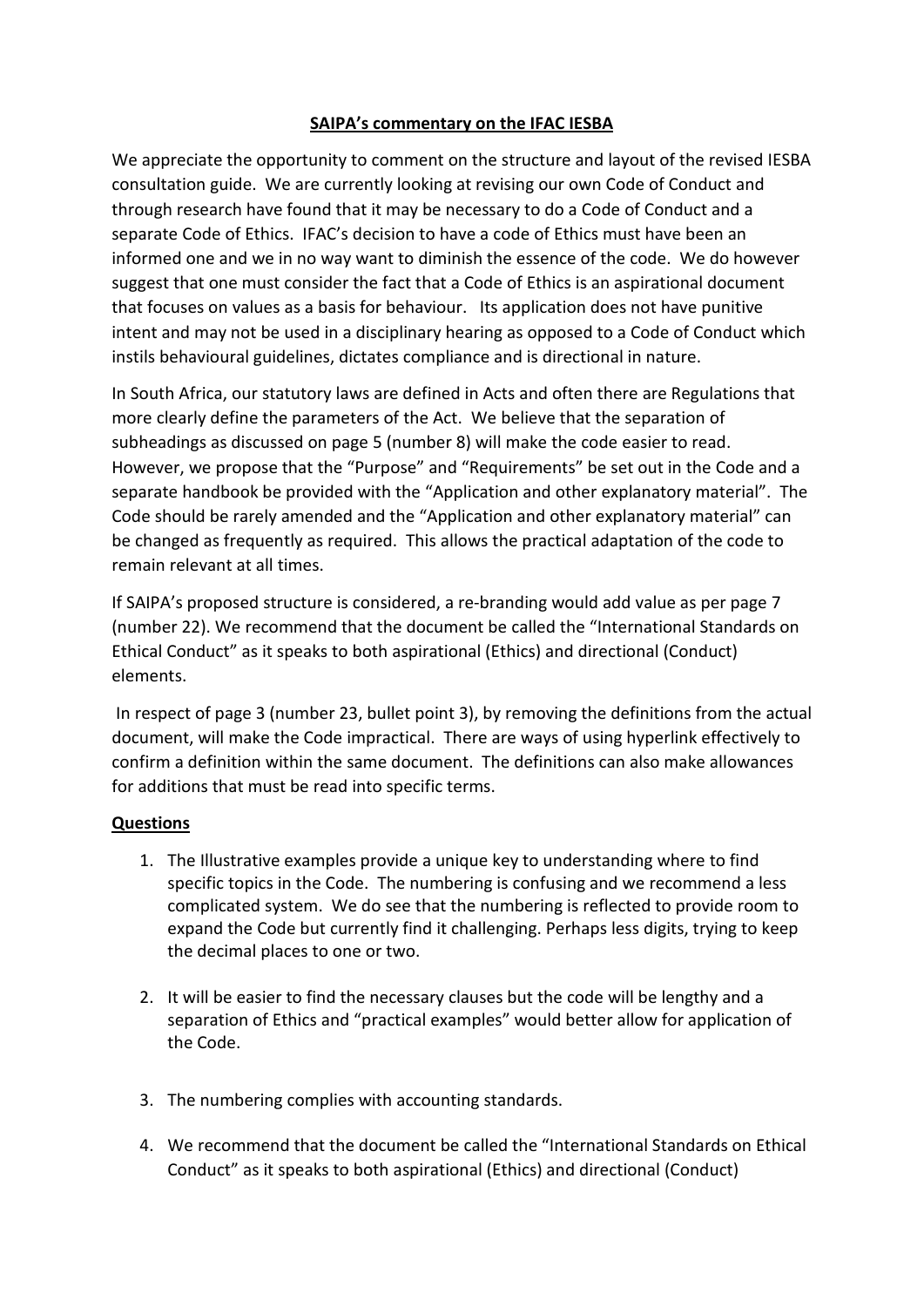**<u>SAIPA's commentary on the IFAC IESBA</u>**

We appreciate the opportunity to comment on the structure and layout of the revised IESBA consultation guide. We are currently looking at revising our own Code of Conduct and through research have found that it may be necessary to do a Code of Conduct and a separate Code of Ethics. IFAC's decision to have a code of Ethics must have been an informed one and we in no way want to diminish the essence of the code. We do however suggest that one must consider the fact that a Code of Ethics is an aspirational document that focuses on values as a basis for behaviour. Its application does not have punitive intent and may not be used in a disciplinary hearing as opposed to a Code of Conduct which instils behavioural guidelines, dictates compliance and is directional in nature.

In South Africa, our statutory laws are defined in Acts and often there are Regulations that more clearly define the parameters of the Act. We believe that the separation of subheadings as discussed on page 5 (number 8) will make the code easier to read. However, we propose that the "Purpose" and "Requirements" be set out in the Code and a separate handbook be provided with the "Application and other explanatory material". The Code should be rarely amended and the "Application and other explanatory material" can be changed as frequently as required. This allows the practical adaptation of the code to remain relevant at all times.

If SAIPA's proposed structure is considered, a re-branding would add value as per page 7 (number 22). We recommend that the document be called the "International Standards on Ethical Conduct" as it speaks to both aspirational (Ethics) and directional (Conduct) elements.

In respect of page 3 (number 23, bullet point 3), by removing the definitions from the actual document, will make the Code impractical. There are ways of using hyperlink effectively to confirm a definition within the same document. The definitions can also make allowances for additions that must be read into specific terms.

**<u>Questions</u>**

1. The Illustrative examples provide a unique key to understanding where to find specific topics in the Code. The numbering is confusing and we recommend a less complicated system. We do see that the numbering is reflected to provide room to expand the Code but currently find it challenging. Perhaps less digits, trying to keep the decimal places to one or two.

2. It will be easier to find the necessary clauses but the code will be lengthy and a separation of Ethics and "practical examples" would better allow for application of the Code.

3. The numbering complies with accounting standards.

4. We recommend that the document be called the "International Standards on Ethical Conduct" as it speaks to both aspirational (Ethics) and directional (Conduct)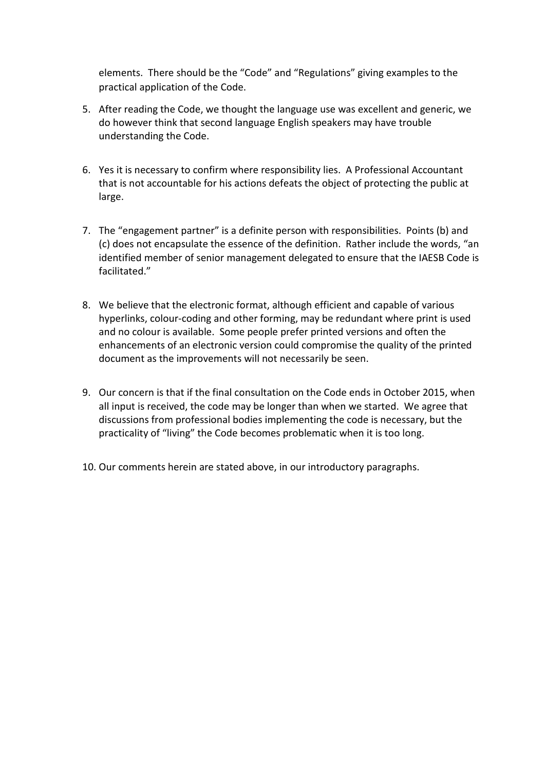elements. There should be the "Code" and "Regulations" giving examples to the practical application of the Code.

5. After reading the Code, we thought the language use was excellent and generic, we do however think that second language English speakers may have trouble understanding the Code.

6. Yes it is necessary to confirm where responsibility lies. A Professional Accountant that is not accountable for his actions defeats the object of protecting the public at large.

7. The "engagement partner" is a definite person with responsibilities. Points (b) and (c) does not encapsulate the essence of the definition. Rather include the words, "an identified member of senior management delegated to ensure that the IAESB Code is facilitated."

8. We believe that the electronic format, although efficient and capable of various hyperlinks, colour-coding and other forming, may be redundant where print is used and no colour is available. Some people prefer printed versions and often the enhancements of an electronic version could compromise the quality of the printed document as the improvements will not necessarily be seen.

9. Our concern is that if the final consultation on the Code ends in October 2015, when all input is received, the code may be longer than when we started. We agree that discussions from professional bodies implementing the code is necessary, but the practicality of "living" the Code becomes problematic when it is too long.

10. Our comments herein are stated above, in our introductory paragraphs.